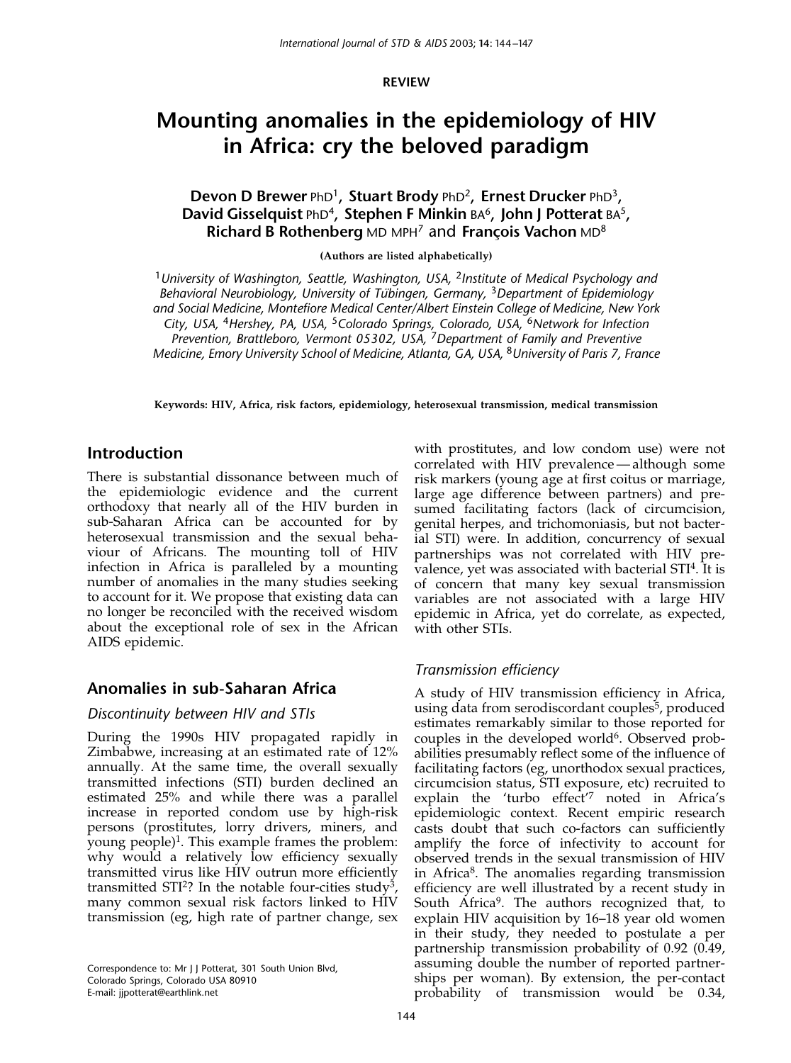REVIEW

# Mounting anomalies in the epidemiology of HIV in Africa: cry the beloved paradigm

**Devon D Brewer** PhD[1], **Stuart Brody** PhD[2], **Ernest Drucker** PhD[3], **David Gisselquist** PhD[4], **Stephen F Minkin** BA[6], **John J Potterat** BA[5], **Richard B Rothenberg** MD MPH[7] and **François Vachon** MD[8]

**(Authors are listed alphabetically)**

*[1]University of Washington, Seattle, Washington, USA, [2]Institute of Medical Psychology and Behavioral Neurobiology, University of Tübingen, Germany, [3]Department of Epidemiology and Social Medicine, Montefiore Medical Center/Albert Einstein College of Medicine, New York City, USA, [4]Hershey, PA, USA, [5]Colorado Springs, Colorado, USA, [6]Network for Infection Prevention, Brattleboro, Vermont 05302, USA, [7]Department of Family and Preventive Medicine, Emory University School of Medicine, Atlanta, GA, USA, [8]University of Paris 7, France*

**Keywords: HIV, Africa, risk factors, epidemiology, heterosexual transmission, medical transmission**

## Introduction

There is substantial dissonance between much of the epidemiologic evidence and the current orthodoxy that nearly all of the HIV burden in sub-Saharan Africa can be accounted for by heterosexual transmission and the sexual behaviour of Africans. The mounting toll of HIV infection in Africa is paralleled by a mounting number of anomalies in the many studies seeking to account for it. We propose that existing data can no longer be reconciled with the received wisdom about the exceptional role of sex in the African AIDS epidemic.

## Anomalies in sub-Saharan Africa

### *Discontinuity between HIV and STIs*

During the 1990s HIV propagated rapidly in Zimbabwe, increasing at an estimated rate of 12% annually. At the same time, the overall sexually transmitted infections (STI) burden declined an estimated 25% and while there was a parallel increase in reported condom use by high-risk persons (prostitutes, lorry drivers, miners, and young people)[1]. This example frames the problem: why would a relatively low efficiency sexually transmitted virus like HIV outrun more efficiently transmitted STI[2]? In the notable four-cities study[3], many common sexual risk factors linked to HIV transmission (eg, high rate of partner change, sex with prostitutes, and low condom use) were not correlated with HIV prevalence — although some risk markers (young age at first coitus or marriage, large age difference between partners) and presumed facilitating factors (lack of circumcision, genital herpes, and trichomoniasis, but not bacterial STI) were. In addition, concurrency of sexual partnerships was not correlated with HIV prevalence, yet was associated with bacterial STI[4]. It is of concern that many key sexual transmission variables are not associated with a large HIV epidemic in Africa, yet do correlate, as expected, with other STIs.

### *Transmission efficiency*

A study of HIV transmission efficiency in Africa, using data from serodiscordant couples[5], produced estimates remarkably similar to those reported for couples in the developed world[6]. Observed probabilities presumably reflect some of the influence of facilitating factors (eg, unorthodox sexual practices, circumcision status, STI exposure, etc) recruited to explain the 'turbo effect'[7] noted in Africa's epidemiologic context. Recent empiric research casts doubt that such co-factors can sufficiently amplify the force of infectivity to account for observed trends in the sexual transmission of HIV in Africa[8]. The anomalies regarding transmission efficiency are well illustrated by a recent study in South Africa[9]. The authors recognized that, to explain HIV acquisition by 16–18 year old women in their study, they needed to postulate a per partnership transmission probability of 0.92 (0.49, assuming double the number of reported partnerships per woman). By extension, the per-contact probability of transmission would be 0.34,

Correspondence to: Mr J J Potterat, 301 South Union Blvd, Colorado Springs, Colorado USA 80910
E-mail: jjpotterat@earthlink.net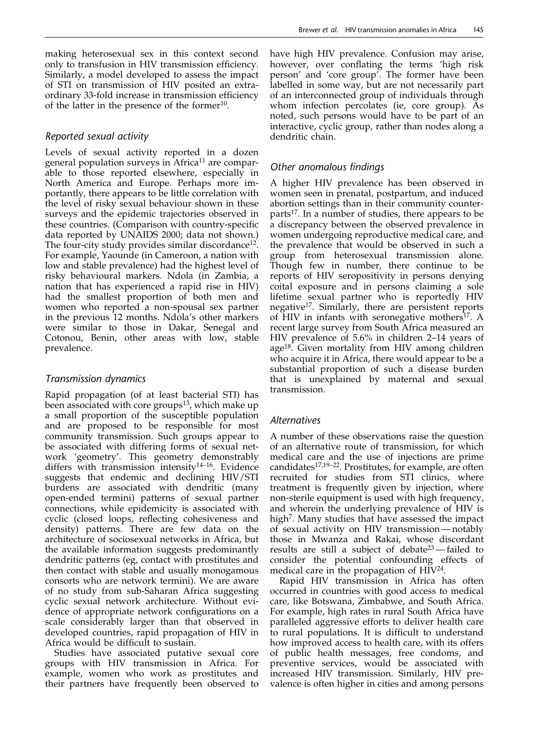making heterosexual sex in this context second only to transfusion in HIV transmission efficiency. Similarly, a model developed to assess the impact of STI on transmission of HIV posited an extraordinary 33-fold increase in transmission efficiency of the latter in the presence of the former[10].

### *Reported sexual activity*

Levels of sexual activity reported in a dozen general population surveys in Africa[11] are comparable to those reported elsewhere, especially in North America and Europe. Perhaps more importantly, there appears to be little correlation with the level of risky sexual behaviour shown in these surveys and the epidemic trajectories observed in these countries. (Comparison with country-specific data reported by UNAIDS 2000; data not shown.) The four-city study provides similar discordance[12]. For example, Yaounde (in Cameroon, a nation with low and stable prevalence) had the highest level of risky behavioural markers. Ndola (in Zambia, a nation that has experienced a rapid rise in HIV) had the smallest proportion of both men and women who reported a non-spousal sex partner in the previous 12 months. Ndola's other markers were similar to those in Dakar, Senegal and Cotonou, Benin, other areas with low, stable prevalence.

### *Transmission dynamics*

Rapid propagation (of at least bacterial STI) has been associated with core groups[13], which make up a small proportion of the susceptible population and are proposed to be responsible for most community transmission. Such groups appear to be associated with differing forms of sexual network 'geometry'. This geometry demonstrably differs with transmission intensity[14–16]. Evidence suggests that endemic and declining HIV/STI burdens are associated with dendritic (many open-ended termini) patterns of sexual partner connections, while epidemicity is associated with cyclic (closed loops, reflecting cohesiveness and density) patterns. There are few data on the architecture of sociosexual networks in Africa, but the available information suggests predominantly dendritic patterns (eg, contact with prostitutes and then contact with stable and usually monogamous consorts who are network termini). We are aware of no study from sub-Saharan Africa suggesting cyclic sexual network architecture. Without evidence of appropriate network configurations on a scale considerably larger than that observed in developed countries, rapid propagation of HIV in Africa would be difficult to sustain.

Studies have associated putative sexual core groups with HIV transmission in Africa. For example, women who work as prostitutes and their partners have frequently been observed to have high HIV prevalence. Confusion may arise, however, over conflating the terms 'high risk person' and 'core group'. The former have been labelled in some way, but are not necessarily part of an interconnected group of individuals through whom infection percolates (ie, core group). As noted, such persons would have to be part of an interactive, cyclic group, rather than nodes along a dendritic chain.

### *Other anomalous findings*

A higher HIV prevalence has been observed in women seen in prenatal, postpartum, and induced abortion settings than in their community counterparts[17]. In a number of studies, there appears to be a discrepancy between the observed prevalence in women undergoing reproductive medical care, and the prevalence that would be observed in such a group from heterosexual transmission alone. Though few in number, there continue to be reports of HIV seropositivity in persons denying coital exposure and in persons claiming a sole lifetime sexual partner who is reportedly HIV negative[17]. Similarly, there are persistent reports of HIV in infants with seronegative mothers[17]. A recent large survey from South Africa measured an HIV prevalence of 5.6% in children 2–14 years of age[18]. Given mortality from HIV among children who acquire it in Africa, there would appear to be a substantial proportion of such a disease burden that is unexplained by maternal and sexual transmission.

### *Alternatives*

A number of these observations raise the question of an alternative route of transmission, for which medical care and the use of injections are prime candidates[17,19–22]. Prostitutes, for example, are often recruited for studies from STI clinics, where treatment is frequently given by injection, where non-sterile equipment is used with high frequency, and wherein the underlying prevalence of HIV is high[7]. Many studies that have assessed the impact of sexual activity on HIV transmission — notably those in Mwanza and Rakai, whose discordant results are still a subject of debate[23] — failed to consider the potential confounding effects of medical care in the propagation of HIV[24].

Rapid HIV transmission in Africa has often occurred in countries with good access to medical care, like Botswana, Zimbabwe, and South Africa. For example, high rates in rural South Africa have paralleled aggressive efforts to deliver health care to rural populations. It is difficult to understand how improved access to health care, with its offers of public health messages, free condoms, and preventive services, would be associated with increased HIV transmission. Similarly, HIV prevalence is often higher in cities and among persons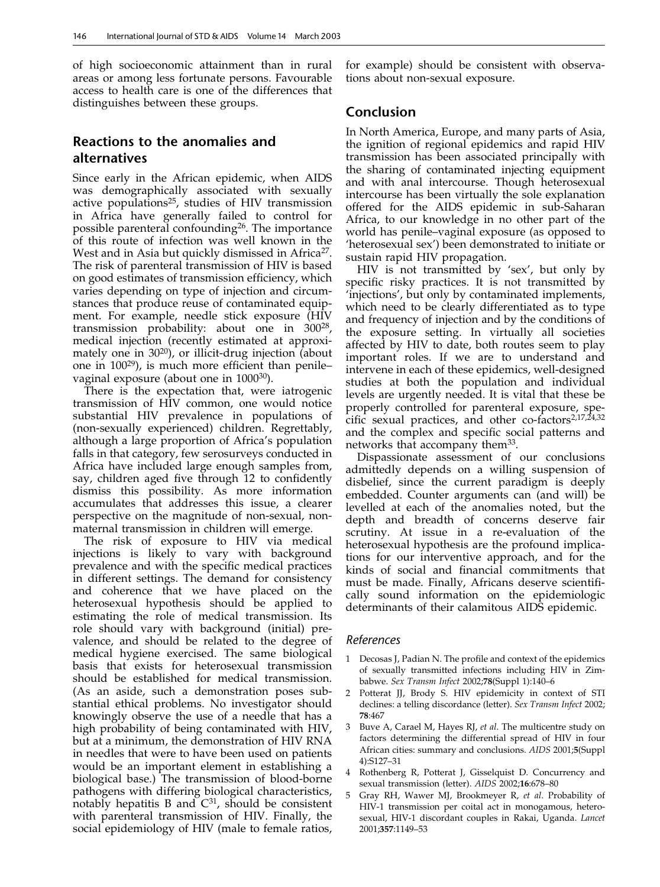of high socioeconomic attainment than in rural areas or among less fortunate persons. Favourable access to health care is one of the differences that distinguishes between these groups.

## Reactions to the anomalies and alternatives

Since early in the African epidemic, when AIDS was demographically associated with sexually active populations[25], studies of HIV transmission in Africa have generally failed to control for possible parenteral confounding[26]. The importance of this route of infection was well known in the West and in Asia but quickly dismissed in Africa[27]. The risk of parenteral transmission of HIV is based on good estimates of transmission efficiency, which varies depending on type of injection and circumstances that produce reuse of contaminated equipment. For example, needle stick exposure (HIV transmission probability: about one in 300[28], medical injection (recently estimated at approximately one in 30[20]), or illicit-drug injection (about one in 100[29]), is much more efficient than penile–vaginal exposure (about one in 1000[30]).

There is the expectation that, were iatrogenic transmission of HIV common, one would notice substantial HIV prevalence in populations of (non-sexually experienced) children. Regrettably, although a large proportion of Africa's population falls in that category, few serosurveys conducted in Africa have included large enough samples from, say, children aged five through 12 to confidently dismiss this possibility. As more information accumulates that addresses this issue, a clearer perspective on the magnitude of non-sexual, non-maternal transmission in children will emerge.

The risk of exposure to HIV via medical injections is likely to vary with background prevalence and with the specific medical practices in different settings. The demand for consistency and coherence that we have placed on the heterosexual hypothesis should be applied to estimating the role of medical transmission. Its role should vary with background (initial) prevalence, and should be related to the degree of medical hygiene exercised. The same biological basis that exists for heterosexual transmission should be established for medical transmission. (As an aside, such a demonstration poses substantial ethical problems. No investigator should knowingly observe the use of a needle that has a high probability of being contaminated with HIV, but at a minimum, the demonstration of HIV RNA in needles that were to have been used on patients would be an important element in establishing a biological base.) The transmission of blood-borne pathogens with differing biological characteristics, notably hepatitis B and C[31], should be consistent with parenteral transmission of HIV. Finally, the social epidemiology of HIV (male to female ratios, for example) should be consistent with observations about non-sexual exposure.

## Conclusion

In North America, Europe, and many parts of Asia, the ignition of regional epidemics and rapid HIV transmission has been associated principally with the sharing of contaminated injecting equipment and with anal intercourse. Though heterosexual intercourse has been virtually the sole explanation offered for the AIDS epidemic in sub-Saharan Africa, to our knowledge in no other part of the world has penile–vaginal exposure (as opposed to 'heterosexual sex') been demonstrated to initiate or sustain rapid HIV propagation.

HIV is not transmitted by 'sex', but only by specific risky practices. It is not transmitted by 'injections', but only by contaminated implements, which need to be clearly differentiated as to type and frequency of injection and by the conditions of the exposure setting. In virtually all societies affected by HIV to date, both routes seem to play important roles. If we are to understand and intervene in each of these epidemics, well-designed studies at both the population and individual levels are urgently needed. It is vital that these be properly controlled for parenteral exposure, specific sexual practices, and other co-factors[2,17,24,32] and the complex and specific social patterns and networks that accompany them[33].

Dispassionate assessment of our conclusions admittedly depends on a willing suspension of disbelief, since the current paradigm is deeply embedded. Counter arguments can (and will) be levelled at each of the anomalies noted, but the depth and breadth of concerns deserve fair scrutiny. At issue in a re-evaluation of the heterosexual hypothesis are the profound implications for our interventive approach, and for the kinds of social and financial commitments that must be made. Finally, Africans deserve scientifically sound information on the epidemiologic determinants of their calamitous AIDS epidemic.

### References

1. Decosas J, Padian N. The profile and context of the epidemics of sexually transmitted infections including HIV in Zimbabwe. *Sex Transm Infect* 2002;**78**(Suppl 1):140–6
2. Potterat JJ, Brody S. HIV epidemicity in context of STI declines: a telling discordance (letter). *Sex Transm Infect* 2002; **78**:467
3. Buve A, Carael M, Hayes RJ, *et al*. The multicentre study on factors determining the differential spread of HIV in four African cities: summary and conclusions. *AIDS* 2001;**5**(Suppl 4):S127–31
4. Rothenberg R, Potterat J, Gisselquist D. Concurrency and sexual transmission (letter). *AIDS* 2002;**16**:678–80
5. Gray RH, Wawer MJ, Brookmeyer R, *et al*. Probability of HIV-1 transmission per coital act in monogamous, heterosexual, HIV-1 discordant couples in Rakai, Uganda. *Lancet* 2001;**357**:1149–53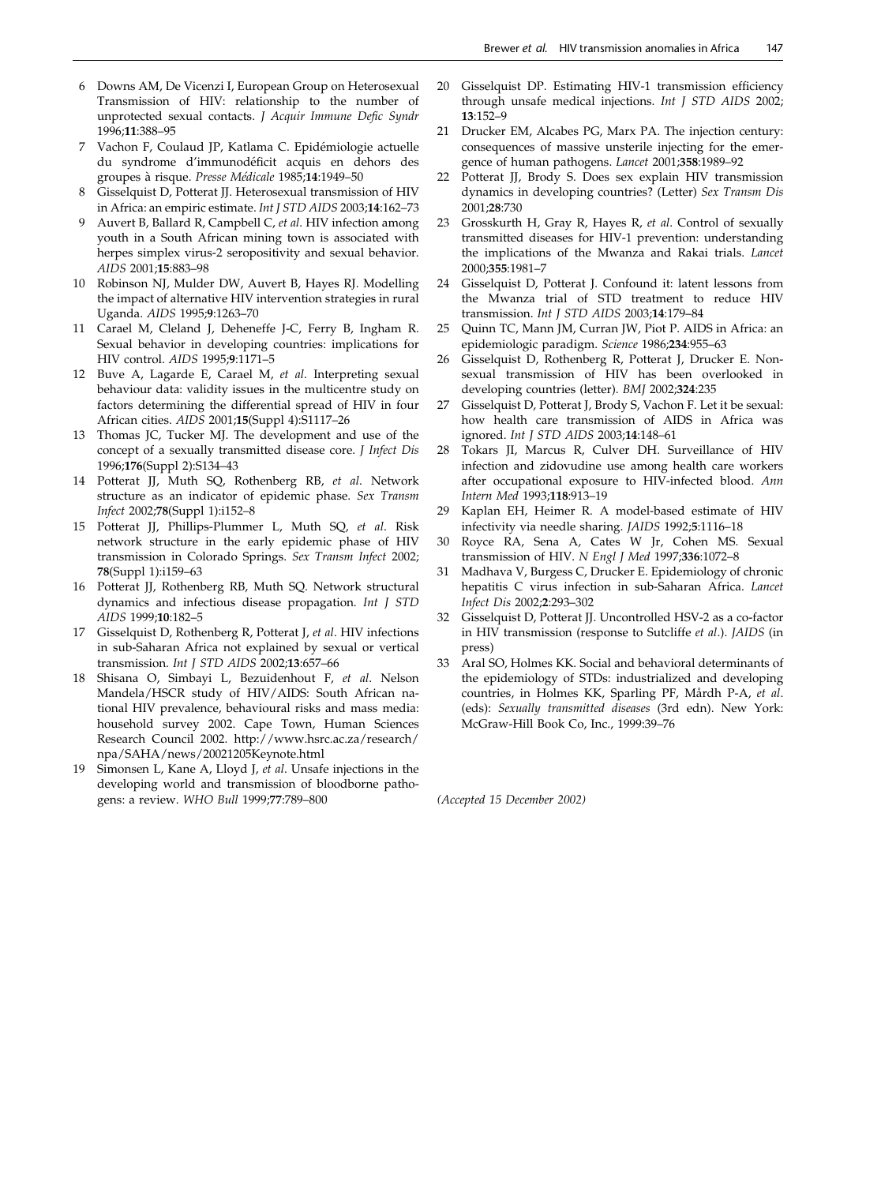6. Downs AM, De Vicenzi I, European Group on Heterosexual Transmission of HIV: relationship to the number of unprotected sexual contacts. *J Acquir Immune Defic Syndr* 1996;**11**:388–95
7. Vachon F, Coulaud JP, Katlama C. Epidémiologie actuelle du syndrome d'immunodéficit acquis en dehors des groupes à risque. *Presse Médicale* 1985;**14**:1949–50
8. Gisselquist D, Potterat JJ. Heterosexual transmission of HIV in Africa: an empiric estimate. *Int J STD AIDS* 2003;**14**:162–73
9. Auvert B, Ballard R, Campbell C, *et al*. HIV infection among youth in a South African mining town is associated with herpes simplex virus-2 seropositivity and sexual behavior. *AIDS* 2001;**15**:883–98
10. Robinson NJ, Mulder DW, Auvert B, Hayes RJ. Modelling the impact of alternative HIV intervention strategies in rural Uganda. *AIDS* 1995;**9**:1263–70
11. Carael M, Cleland J, Deheneffe J-C, Ferry B, Ingham R. Sexual behavior in developing countries: implications for HIV control. *AIDS* 1995;**9**:1171–5
12. Buve A, Lagarde E, Carael M, *et al*. Interpreting sexual behaviour data: validity issues in the multicentre study on factors determining the differential spread of HIV in four African cities. *AIDS* 2001;**15**(Suppl 4):S1117–26
13. Thomas JC, Tucker MJ. The development and use of the concept of a sexually transmitted disease core. *J Infect Dis* 1996;**176**(Suppl 2):S134–43
14. Potterat JJ, Muth SQ, Rothenberg RB, *et al*. Network structure as an indicator of epidemic phase. *Sex Transm Infect* 2002;**78**(Suppl 1):i152–8
15. Potterat JJ, Phillips-Plummer L, Muth SQ, *et al*. Risk network structure in the early epidemic phase of HIV transmission in Colorado Springs. *Sex Transm Infect* 2002; **78**(Suppl 1):i159–63
16. Potterat JJ, Rothenberg RB, Muth SQ. Network structural dynamics and infectious disease propagation. *Int J STD AIDS* 1999;**10**:182–5
17. Gisselquist D, Rothenberg R, Potterat J, *et al*. HIV infections in sub-Saharan Africa not explained by sexual or vertical transmission. *Int J STD AIDS* 2002;**13**:657–66
18. Shisana O, Simbayi L, Bezuidenhout F, *et al*. Nelson Mandela/HSCR study of HIV/AIDS: South African national HIV prevalence, behavioural risks and mass media: household survey 2002. Cape Town, Human Sciences Research Council 2002. http://www.hsrc.ac.za/research/npa/SAHA/news/20021205Keynote.html
19. Simonsen L, Kane A, Lloyd J, *et al*. Unsafe injections in the developing world and transmission of bloodborne pathogens: a review. *WHO Bull* 1999;**77**:789–800
20. Gisselquist DP. Estimating HIV-1 transmission efficiency through unsafe medical injections. *Int J STD AIDS* 2002; **13**:152–9
21. Drucker EM, Alcabes PG, Marx PA. The injection century: consequences of massive unsterile injecting for the emergence of human pathogens. *Lancet* 2001;**358**:1989–92
22. Potterat JJ, Brody S. Does sex explain HIV transmission dynamics in developing countries? (Letter) *Sex Transm Dis* 2001;**28**:730
23. Grosskurth H, Gray R, Hayes R, *et al*. Control of sexually transmitted diseases for HIV-1 prevention: understanding the implications of the Mwanza and Rakai trials. *Lancet* 2000;**355**:1981–7
24. Gisselquist D, Potterat J. Confound it: latent lessons from the Mwanza trial of STD treatment to reduce HIV transmission. *Int J STD AIDS* 2003;**14**:179–84
25. Quinn TC, Mann JM, Curran JW, Piot P. AIDS in Africa: an epidemiologic paradigm. *Science* 1986;**234**:955–63
26. Gisselquist D, Rothenberg R, Potterat J, Drucker E. Non-sexual transmission of HIV has been overlooked in developing countries (letter). *BMJ* 2002;**324**:235
27. Gisselquist D, Potterat J, Brody S, Vachon F. Let it be sexual: how health care transmission of AIDS in Africa was ignored. *Int J STD AIDS* 2003;**14**:148–61
28. Tokars JI, Marcus R, Culver DH. Surveillance of HIV infection and zidovudine use among health care workers after occupational exposure to HIV-infected blood. *Ann Intern Med* 1993;**118**:913–19
29. Kaplan EH, Heimer R. A model-based estimate of HIV infectivity via needle sharing. *JAIDS* 1992;**5**:1116–18
30. Royce RA, Sena A, Cates W Jr, Cohen MS. Sexual transmission of HIV. *N Engl J Med* 1997;**336**:1072–8
31. Madhava V, Burgess C, Drucker E. Epidemiology of chronic hepatitis C virus infection in sub-Saharan Africa. *Lancet Infect Dis* 2002;**2**:293–302
32. Gisselquist D, Potterat JJ. Uncontrolled HSV-2 as a co-factor in HIV transmission (response to Sutcliffe *et al*.). *JAIDS* (in press)
33. Aral SO, Holmes KK. Social and behavioral determinants of the epidemiology of STDs: industrialized and developing countries, in Holmes KK, Sparling PF, Mårdh P-A, *et al*. (eds): *Sexually transmitted diseases* (3rd edn). New York: McGraw-Hill Book Co, Inc., 1999:39–76

*(Accepted 15 December 2002)*